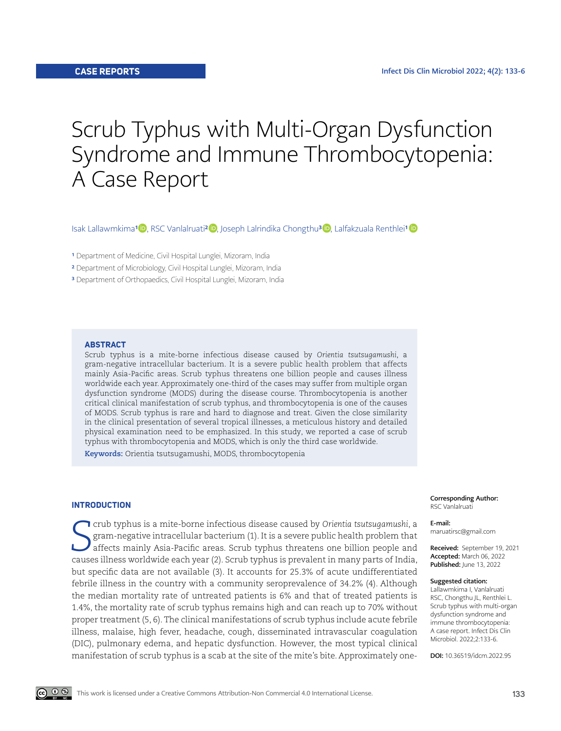CASE REPORTS

# Scrub Typhus with Multi-Organ Dysfunction Syndrome and Immune Thrombocytopenia: A Case Report

Isak Lallawmkima[1], RSC Vanlalruati[2], Joseph Lalrindika Chongthu[3], Lalfakzuala Renthlei[1]

[1] Department of Medicine, Civil Hospital Lunglei, Mizoram, India
[2] Department of Microbiology, Civil Hospital Lunglei, Mizoram, India
[3] Department of Orthopaedics, Civil Hospital Lunglei, Mizoram, India

## ABSTRACT

Scrub typhus is a mite-borne infectious disease caused by *Orientia tsutsugamushi*, a gram-negative intracellular bacterium. It is a severe public health problem that affects mainly Asia-Pacific areas. Scrub typhus threatens one billion people and causes illness worldwide each year. Approximately one-third of the cases may suffer from multiple organ dysfunction syndrome (MODS) during the disease course. Thrombocytopenia is another critical clinical manifestation of scrub typhus, and thrombocytopenia is one of the causes of MODS. Scrub typhus is rare and hard to diagnose and treat. Given the close similarity in the clinical presentation of several tropical illnesses, a meticulous history and detailed physical examination need to be emphasized. In this study, we reported a case of scrub typhus with thrombocytopenia and MODS, which is only the third case worldwide.

**Keywords:** Orientia tsutsugamushi, MODS, thrombocytopenia

**Corresponding Author:** RSC Vanlalruati

**E-mail:** maruatirsc@gmail.com

**Received:** September 19, 2021
**Accepted:** March 06, 2022
**Published:** June 13, 2022

**Suggested citation:** Lallawmkima I, Vanlalruati RSC, Chongthu JL, Renthlei L. Scrub typhus with multi-organ dysfunction syndrome and immune thrombocytopenia: A case report. Infect Dis Clin Microbiol. 2022;2:133-6.

**DOI:** 10.36519/idcm.2022.95

## INTRODUCTION

Scrub typhus is a mite-borne infectious disease caused by *Orientia tsutsugamushi*, a gram-negative intracellular bacterium (1). It is a severe public health problem that affects mainly Asia-Pacific areas. Scrub typhus threatens one billion people and causes illness worldwide each year (2). Scrub typhus is prevalent in many parts of India, but specific data are not available (3). It accounts for 25.3% of acute undifferentiated febrile illness in the country with a community seroprevalence of 34.2% (4). Although the median mortality rate of untreated patients is 6% and that of treated patients is 1.4%, the mortality rate of scrub typhus remains high and can reach up to 70% without proper treatment (5, 6). The clinical manifestations of scrub typhus include acute febrile illness, malaise, high fever, headache, cough, disseminated intravascular coagulation (DIC), pulmonary edema, and hepatic dysfunction. However, the most typical clinical manifestation of scrub typhus is a scab at the site of the mite's bite. Approximately one-

This work is licensed under a Creative Commons Attribution-Non Commercial 4.0 International License.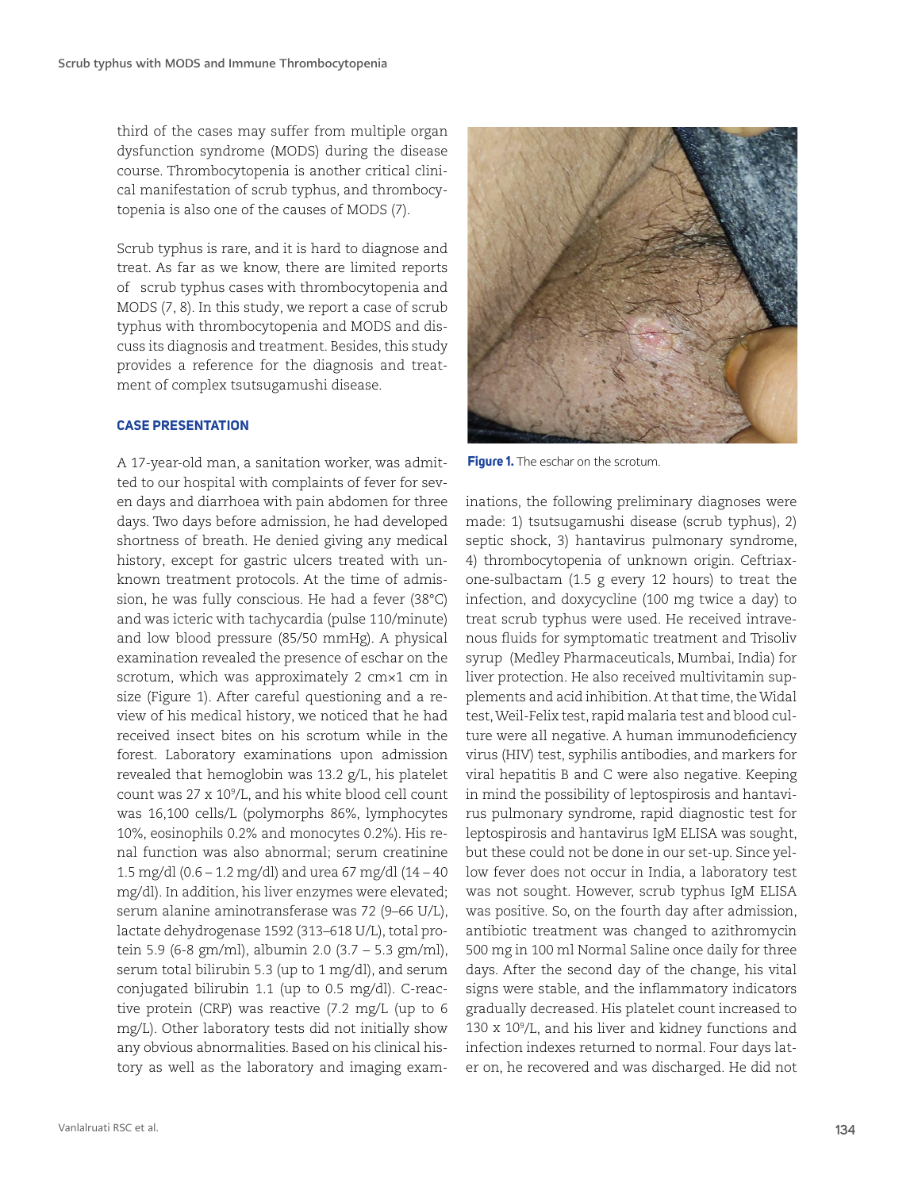third of the cases may suffer from multiple organ dysfunction syndrome (MODS) during the disease course. Thrombocytopenia is another critical clinical manifestation of scrub typhus, and thrombocytopenia is also one of the causes of MODS (7).

Scrub typhus is rare, and it is hard to diagnose and treat. As far as we know, there are limited reports of scrub typhus cases with thrombocytopenia and MODS (7, 8). In this study, we report a case of scrub typhus with thrombocytopenia and MODS and discuss its diagnosis and treatment. Besides, this study provides a reference for the diagnosis and treatment of complex tsutsugamushi disease.

### CASE PRESENTATION

A 17-year-old man, a sanitation worker, was admitted to our hospital with complaints of fever for seven days and diarrhoea with pain abdomen for three days. Two days before admission, he had developed shortness of breath. He denied giving any medical history, except for gastric ulcers treated with unknown treatment protocols. At the time of admission, he was fully conscious. He had a fever (38°C) and was icteric with tachycardia (pulse 110/minute) and low blood pressure (85/50 mmHg). A physical examination revealed the presence of eschar on the scrotum, which was approximately 2 cm×1 cm in size (Figure 1). After careful questioning and a review of his medical history, we noticed that he had received insect bites on his scrotum while in the forest. Laboratory examinations upon admission revealed that hemoglobin was 13.2 g/L, his platelet count was 27 x $10^9$/L, and his white blood cell count was 16,100 cells/L (polymorphs 86%, lymphocytes 10%, eosinophils 0.2% and monocytes 0.2%). His renal function was also abnormal; serum creatinine 1.5 mg/dl (0.6 – 1.2 mg/dl) and urea 67 mg/dl (14 – 40 mg/dl). In addition, his liver enzymes were elevated; serum alanine aminotransferase was 72 (9–66 U/L), lactate dehydrogenase 1592 (313–618 U/L), total protein 5.9 (6-8 gm/ml), albumin 2.0 (3.7 – 5.3 gm/ml), serum total bilirubin 5.3 (up to 1 mg/dl), and serum conjugated bilirubin 1.1 (up to 0.5 mg/dl). C-reactive protein (CRP) was reactive (7.2 mg/L (up to 6 mg/L). Other laboratory tests did not initially show any obvious abnormalities. Based on his clinical history as well as the laboratory and imaging examinations, the following preliminary diagnoses were made: 1) tsutsugamushi disease (scrub typhus), 2) septic shock, 3) hantavirus pulmonary syndrome, 4) thrombocytopenia of unknown origin. Ceftriaxone-sulbactam (1.5 g every 12 hours) to treat the infection, and doxycycline (100 mg twice a day) to treat scrub typhus were used. He received intravenous fluids for symptomatic treatment and Trisoliv syrup (Medley Pharmaceuticals, Mumbai, India) for liver protection. He also received multivitamin supplements and acid inhibition. At that time, the Widal test, Weil-Felix test, rapid malaria test and blood culture were all negative. A human immunodeficiency virus (HIV) test, syphilis antibodies, and markers for viral hepatitis B and C were also negative. Keeping in mind the possibility of leptospirosis and hantavirus pulmonary syndrome, rapid diagnostic test for leptospirosis and hantavirus IgM ELISA was sought, but these could not be done in our set-up. Since yellow fever does not occur in India, a laboratory test was not sought. However, scrub typhus IgM ELISA was positive. So, on the fourth day after admission, antibiotic treatment was changed to azithromycin 500 mg in 100 ml Normal Saline once daily for three days. After the second day of the change, his vital signs were stable, and the inflammatory indicators gradually decreased. His platelet count increased to 130 x $10^9$/L, and his liver and kidney functions and infection indexes returned to normal. Four days later on, he recovered and was discharged. He did not

**Figure 1.** The eschar on the scrotum.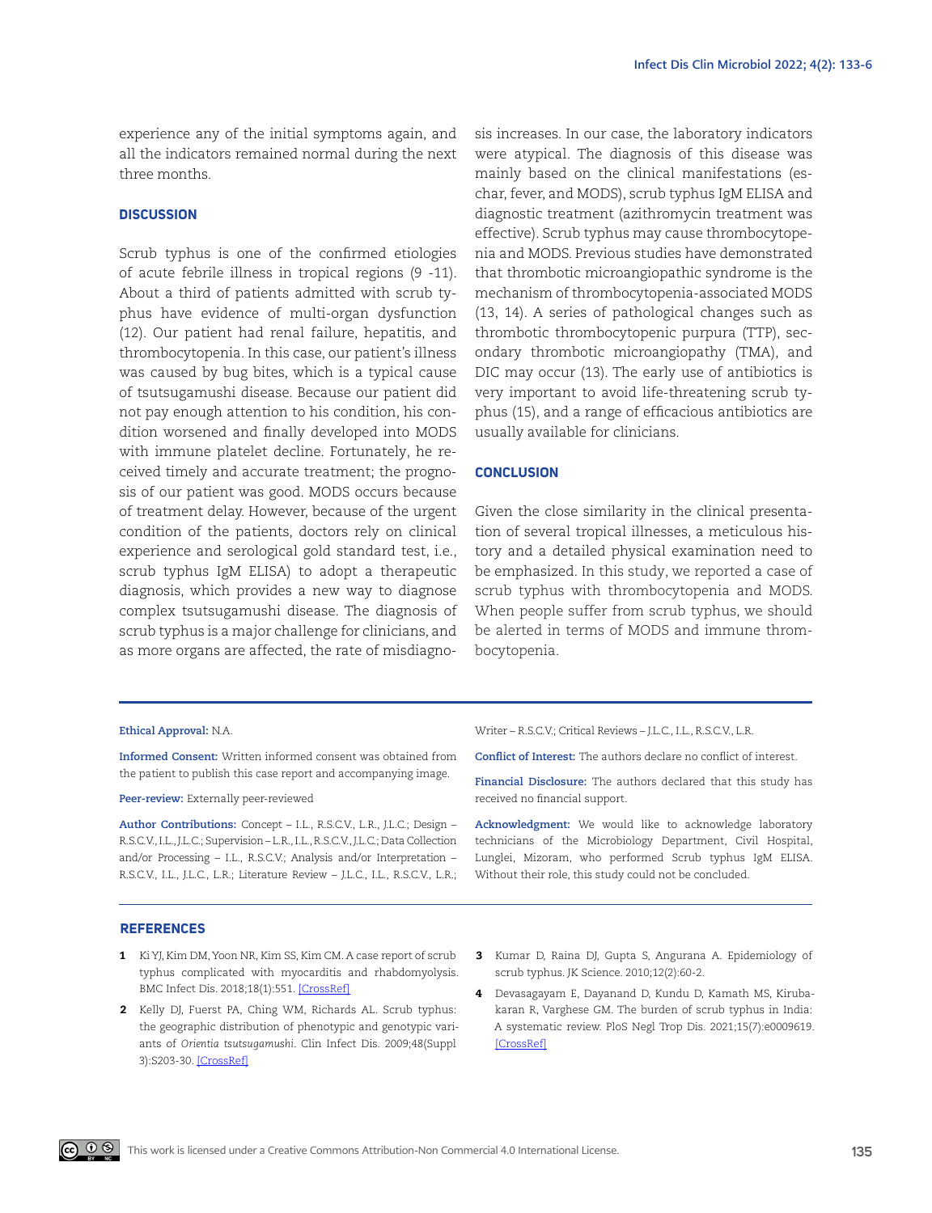experience any of the initial symptoms again, and all the indicators remained normal during the next three months.

## DISCUSSION

Scrub typhus is one of the confirmed etiologies of acute febrile illness in tropical regions (9 -11). About a third of patients admitted with scrub typhus have evidence of multi-organ dysfunction (12). Our patient had renal failure, hepatitis, and thrombocytopenia. In this case, our patient's illness was caused by bug bites, which is a typical cause of tsutsugamushi disease. Because our patient did not pay enough attention to his condition, his condition worsened and finally developed into MODS with immune platelet decline. Fortunately, he received timely and accurate treatment; the prognosis of our patient was good. MODS occurs because of treatment delay. However, because of the urgent condition of the patients, doctors rely on clinical experience and serological gold standard test, i.e., scrub typhus IgM ELISA) to adopt a therapeutic diagnosis, which provides a new way to diagnose complex tsutsugamushi disease. The diagnosis of scrub typhus is a major challenge for clinicians, and as more organs are affected, the rate of misdiagnosis increases. In our case, the laboratory indicators were atypical. The diagnosis of this disease was mainly based on the clinical manifestations (eschar, fever, and MODS), scrub typhus IgM ELISA and diagnostic treatment (azithromycin treatment was effective). Scrub typhus may cause thrombocytopenia and MODS. Previous studies have demonstrated that thrombotic microangiopathic syndrome is the mechanism of thrombocytopenia-associated MODS (13, 14). A series of pathological changes such as thrombotic thrombocytopenic purpura (TTP), secondary thrombotic microangiopathy (TMA), and DIC may occur (13). The early use of antibiotics is very important to avoid life-threatening scrub typhus (15), and a range of efficacious antibiotics are usually available for clinicians.

## CONCLUSION

Given the close similarity in the clinical presentation of several tropical illnesses, a meticulous history and a detailed physical examination need to be emphasized. In this study, we reported a case of scrub typhus with thrombocytopenia and MODS. When people suffer from scrub typhus, we should be alerted in terms of MODS and immune thrombocytopenia.

---

**Ethical Approval:** N.A.

**Informed Consent:** Written informed consent was obtained from the patient to publish this case report and accompanying image.

**Peer-review:** Externally peer-reviewed

**Author Contributions:** Concept – I.L., R.S.C.V., L.R., J.L.C.; Design – R.S.C.V., I.L., J.L.C.; Supervision – L.R., I.L., R.S.C.V., J.L.C.; Data Collection and/or Processing – I.L., R.S.C.V.; Analysis and/or Interpretation – R.S.C.V., I.L., J.L.C., L.R.; Literature Review – J.L.C., I.L., R.S.C.V., L.R.; Writer – R.S.C.V.; Critical Reviews – J.L.C., I.L., R.S.C.V., L.R.

**Conflict of Interest:** The authors declare no conflict of interest.

**Financial Disclosure:** The authors declared that this study has received no financial support.

**Acknowledgment:** We would like to acknowledge laboratory technicians of the Microbiology Department, Civil Hospital, Lunglei, Mizoram, who performed Scrub typhus IgM ELISA. Without their role, this study could not be concluded.

## REFERENCES

1. Ki YJ, Kim DM, Yoon NR, Kim SS, Kim CM. A case report of scrub typhus complicated with myocarditis and rhabdomyolysis. BMC Infect Dis. 2018;18(1):551. [CrossRef]
2. Kelly DJ, Fuerst PA, Ching WM, Richards AL. Scrub typhus: the geographic distribution of phenotypic and genotypic variants of *Orientia tsutsugamushi*. Clin Infect Dis. 2009;48(Suppl 3):S203-30. [CrossRef]
3. Kumar D, Raina DJ, Gupta S, Angurana A. Epidemiology of scrub typhus. JK Science. 2010;12(2):60-2.
4. Devasagayam E, Dayanand D, Kundu D, Kamath MS, Kirubakaran R, Varghese GM. The burden of scrub typhus in India: A systematic review. PloS Negl Trop Dis. 2021;15(7):e0009619. [CrossRef]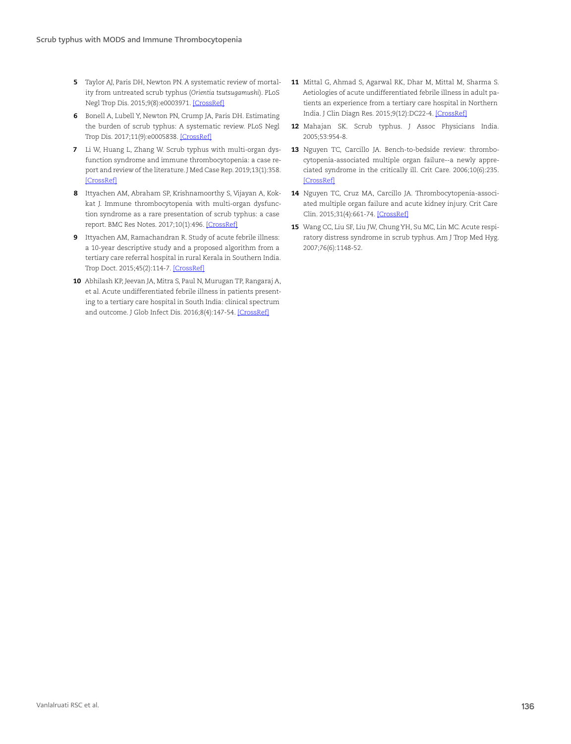5. Taylor AJ, Paris DH, Newton PN. A systematic review of mortality from untreated scrub typhus (*Orientia tsutsugamushi*). PLoS Negl Trop Dis. 2015;9(8):e0003971. [CrossRef]
6. Bonell A, Lubell Y, Newton PN, Crump JA, Paris DH. Estimating the burden of scrub typhus: A systematic review. PLoS Negl Trop Dis. 2017;11(9):e0005838. [CrossRef]
7. Li W, Huang L, Zhang W. Scrub typhus with multi-organ dysfunction syndrome and immune thrombocytopenia: a case report and review of the literature. J Med Case Rep. 2019;13(1):358. [CrossRef]
8. Ittyachen AM, Abraham SP, Krishnamoorthy S, Vijayan A, Kokkat J. Immune thrombocytopenia with multi-organ dysfunction syndrome as a rare presentation of scrub typhus: a case report. BMC Res Notes. 2017;10(1):496. [CrossRef]
9. Ittyachen AM, Ramachandran R. Study of acute febrile illness: a 10-year descriptive study and a proposed algorithm from a tertiary care referral hospital in rural Kerala in Southern India. Trop Doct. 2015;45(2):114-7. [CrossRef]
10. Abhilash KP, Jeevan JA, Mitra S, Paul N, Murugan TP, Rangaraj A, et al. Acute undifferentiated febrile illness in patients presenting to a tertiary care hospital in South India: clinical spectrum and outcome. J Glob Infect Dis. 2016;8(4):147-54. [CrossRef]
11. Mittal G, Ahmad S, Agarwal RK, Dhar M, Mittal M, Sharma S. Aetiologies of acute undifferentiated febrile illness in adult patients an experience from a tertiary care hospital in Northern India. J Clin Diagn Res. 2015;9(12):DC22-4. [CrossRef]
12. Mahajan SK. Scrub typhus. J Assoc Physicians India. 2005;53:954-8.
13. Nguyen TC, Carcillo JA. Bench-to-bedside review: thrombocytopenia-associated multiple organ failure--a newly appreciated syndrome in the critically ill. Crit Care. 2006;10(6):235. [CrossRef]
14. Nguyen TC, Cruz MA, Carcillo JA. Thrombocytopenia-associated multiple organ failure and acute kidney injury. Crit Care Clin. 2015;31(4):661-74. [CrossRef]
15. Wang CC, Liu SF, Liu JW, Chung YH, Su MC, Lin MC. Acute respiratory distress syndrome in scrub typhus. Am J Trop Med Hyg. 2007;76(6):1148-52.